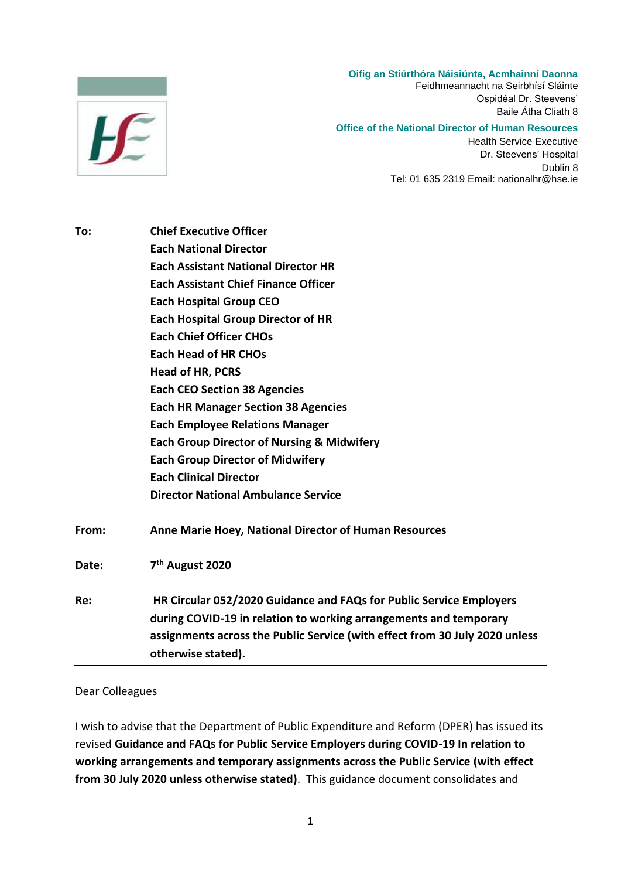**Oifig an Stiúrthóra Náisiúnta, Acmhainní Daonna**
Feidhmeannacht na Seirbhísí Sláinte
Ospidéal Dr. Steevens'
Baile Átha Cliath 8

**Office of the National Director of Human Resources**
Health Service Executive
Dr. Steevens' Hospital
Dublin 8
Tel: 01 635 2319 Email: nationalhr@hse.ie

| | |
|---|---|
| **To:** | **Chief Executive Officer**<br>**Each National Director**<br>**Each Assistant National Director HR**<br>**Each Assistant Chief Finance Officer**<br>**Each Hospital Group CEO**<br>**Each Hospital Group Director of HR**<br>**Each Chief Officer CHOs**<br>**Each Head of HR CHOs**<br>**Head of HR, PCRS**<br>**Each CEO Section 38 Agencies**<br>**Each HR Manager Section 38 Agencies**<br>**Each Employee Relations Manager**<br>**Each Group Director of Nursing & Midwifery**<br>**Each Group Director of Midwifery**<br>**Each Clinical Director**<br>**Director National Ambulance Service** |
| **From:** | **Anne Marie Hoey, National Director of Human Resources** |
| **Date:** | **7th August 2020** |
| **Re:** | **HR Circular 052/2020 Guidance and FAQs for Public Service Employers during COVID-19 in relation to working arrangements and temporary assignments across the Public Service (with effect from 30 July 2020 unless otherwise stated).** |

Dear Colleagues

I wish to advise that the Department of Public Expenditure and Reform (DPER) has issued its revised **Guidance and FAQs for Public Service Employers during COVID-19 In relation to working arrangements and temporary assignments across the Public Service (with effect from 30 July 2020 unless otherwise stated)**. This guidance document consolidates and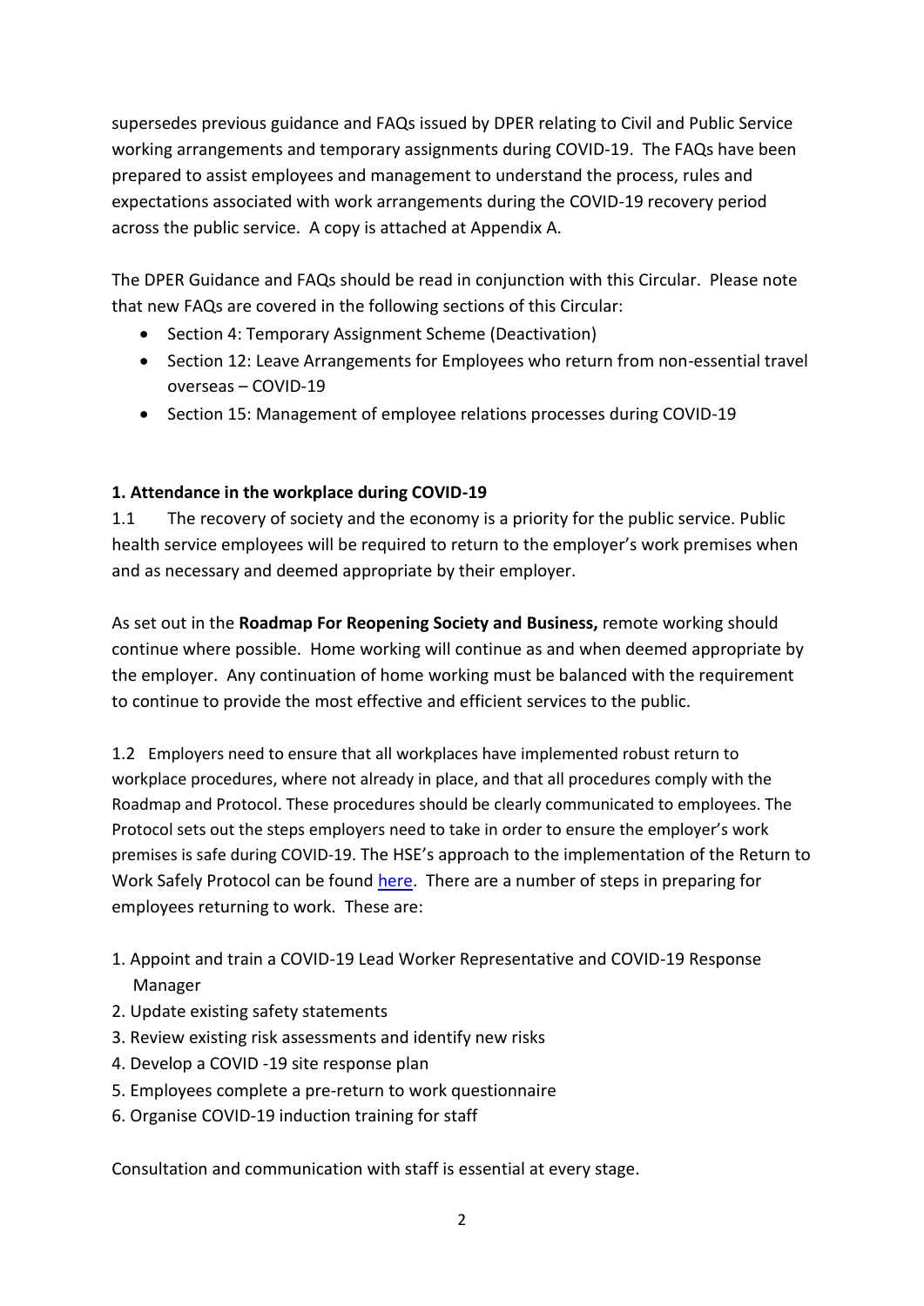supersedes previous guidance and FAQs issued by DPER relating to Civil and Public Service working arrangements and temporary assignments during COVID-19. The FAQs have been prepared to assist employees and management to understand the process, rules and expectations associated with work arrangements during the COVID-19 recovery period across the public service. A copy is attached at Appendix A.

The DPER Guidance and FAQs should be read in conjunction with this Circular. Please note that new FAQs are covered in the following sections of this Circular:

- Section 4: Temporary Assignment Scheme (Deactivation)
- Section 12: Leave Arrangements for Employees who return from non-essential travel overseas – COVID-19
- Section 15: Management of employee relations processes during COVID-19

**1. Attendance in the workplace during COVID-19**

1.1 The recovery of society and the economy is a priority for the public service. Public health service employees will be required to return to the employer's work premises when and as necessary and deemed appropriate by their employer.

As set out in the **Roadmap For Reopening Society and Business,** remote working should continue where possible. Home working will continue as and when deemed appropriate by the employer. Any continuation of home working must be balanced with the requirement to continue to provide the most effective and efficient services to the public.

1.2 Employers need to ensure that all workplaces have implemented robust return to workplace procedures, where not already in place, and that all procedures comply with the Roadmap and Protocol. These procedures should be clearly communicated to employees. The Protocol sets out the steps employers need to take in order to ensure the employer's work premises is safe during COVID-19. The HSE's approach to the implementation of the Return to Work Safely Protocol can be found here. There are a number of steps in preparing for employees returning to work. These are:

1. Appoint and train a COVID-19 Lead Worker Representative and COVID-19 Response Manager
2. Update existing safety statements
3. Review existing risk assessments and identify new risks
4. Develop a COVID -19 site response plan
5. Employees complete a pre-return to work questionnaire
6. Organise COVID-19 induction training for staff

Consultation and communication with staff is essential at every stage.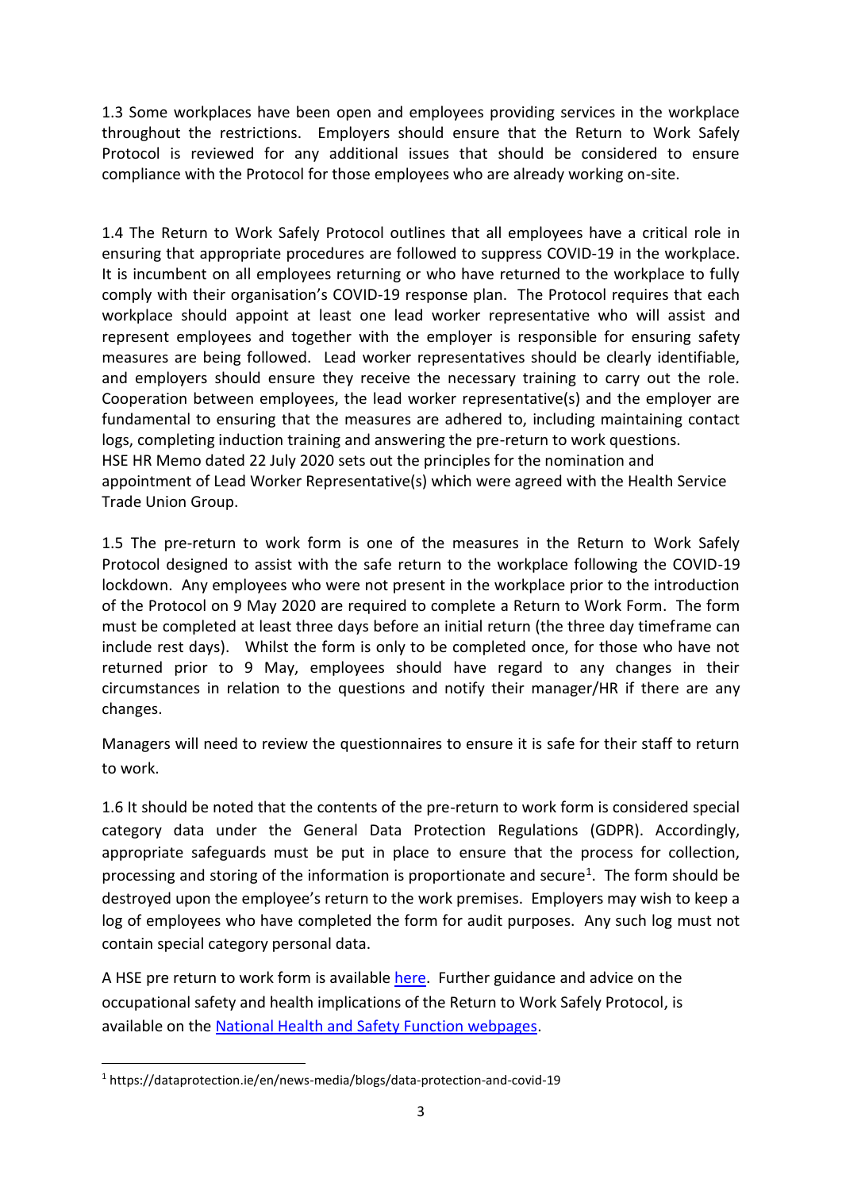1.3 Some workplaces have been open and employees providing services in the workplace throughout the restrictions. Employers should ensure that the Return to Work Safely Protocol is reviewed for any additional issues that should be considered to ensure compliance with the Protocol for those employees who are already working on-site.

1.4 The Return to Work Safely Protocol outlines that all employees have a critical role in ensuring that appropriate procedures are followed to suppress COVID-19 in the workplace. It is incumbent on all employees returning or who have returned to the workplace to fully comply with their organisation's COVID-19 response plan. The Protocol requires that each workplace should appoint at least one lead worker representative who will assist and represent employees and together with the employer is responsible for ensuring safety measures are being followed. Lead worker representatives should be clearly identifiable, and employers should ensure they receive the necessary training to carry out the role. Cooperation between employees, the lead worker representative(s) and the employer are fundamental to ensuring that the measures are adhered to, including maintaining contact logs, completing induction training and answering the pre-return to work questions.
HSE HR Memo dated 22 July 2020 sets out the principles for the nomination and appointment of Lead Worker Representative(s) which were agreed with the Health Service Trade Union Group.

1.5 The pre-return to work form is one of the measures in the Return to Work Safely Protocol designed to assist with the safe return to the workplace following the COVID-19 lockdown. Any employees who were not present in the workplace prior to the introduction of the Protocol on 9 May 2020 are required to complete a Return to Work Form. The form must be completed at least three days before an initial return (the three day timeframe can include rest days). Whilst the form is only to be completed once, for those who have not returned prior to 9 May, employees should have regard to any changes in their circumstances in relation to the questions and notify their manager/HR if there are any changes.

Managers will need to review the questionnaires to ensure it is safe for their staff to return to work.

1.6 It should be noted that the contents of the pre-return to work form is considered special category data under the General Data Protection Regulations (GDPR). Accordingly, appropriate safeguards must be put in place to ensure that the process for collection, processing and storing of the information is proportionate and secure[1]. The form should be destroyed upon the employee's return to the work premises. Employers may wish to keep a log of employees who have completed the form for audit purposes. Any such log must not contain special category personal data.

A HSE pre return to work form is available here. Further guidance and advice on the occupational safety and health implications of the Return to Work Safely Protocol, is available on the National Health and Safety Function webpages.

---

[1] https://dataprotection.ie/en/news-media/blogs/data-protection-and-covid-19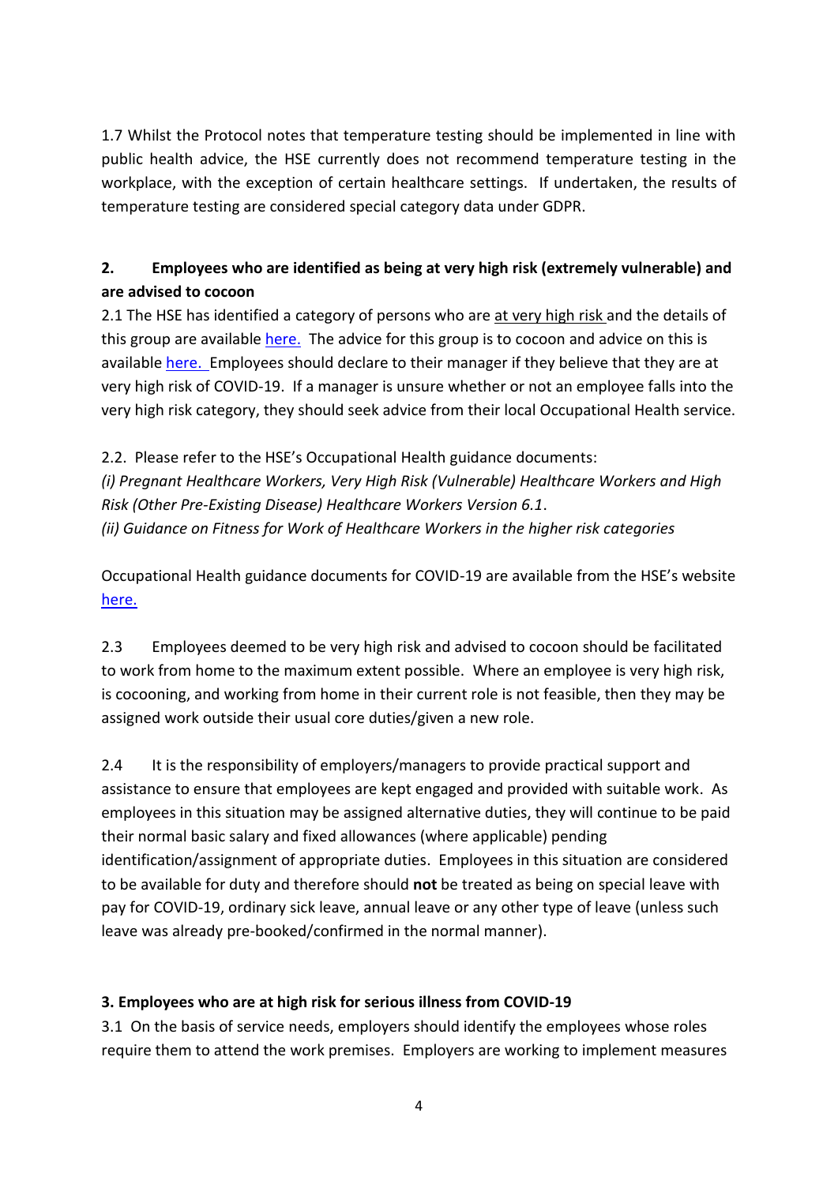1.7 Whilst the Protocol notes that temperature testing should be implemented in line with public health advice, the HSE currently does not recommend temperature testing in the workplace, with the exception of certain healthcare settings. If undertaken, the results of temperature testing are considered special category data under GDPR.

## 2. Employees who are identified as being at very high risk (extremely vulnerable) and are advised to cocoon

2.1 The HSE has identified a category of persons who are at very high risk and the details of this group are available here. The advice for this group is to cocoon and advice on this is available here. Employees should declare to their manager if they believe that they are at very high risk of COVID-19. If a manager is unsure whether or not an employee falls into the very high risk category, they should seek advice from their local Occupational Health service.

2.2. Please refer to the HSE's Occupational Health guidance documents:
*(i) Pregnant Healthcare Workers, Very High Risk (Vulnerable) Healthcare Workers and High Risk (Other Pre-Existing Disease) Healthcare Workers Version 6.1*.
*(ii) Guidance on Fitness for Work of Healthcare Workers in the higher risk categories*

Occupational Health guidance documents for COVID-19 are available from the HSE's website here.

2.3 Employees deemed to be very high risk and advised to cocoon should be facilitated to work from home to the maximum extent possible. Where an employee is very high risk, is cocooning, and working from home in their current role is not feasible, then they may be assigned work outside their usual core duties/given a new role.

2.4 It is the responsibility of employers/managers to provide practical support and assistance to ensure that employees are kept engaged and provided with suitable work. As employees in this situation may be assigned alternative duties, they will continue to be paid their normal basic salary and fixed allowances (where applicable) pending identification/assignment of appropriate duties. Employees in this situation are considered to be available for duty and therefore should **not** be treated as being on special leave with pay for COVID-19, ordinary sick leave, annual leave or any other type of leave (unless such leave was already pre-booked/confirmed in the normal manner).

## 3. Employees who are at high risk for serious illness from COVID-19

3.1 On the basis of service needs, employers should identify the employees whose roles require them to attend the work premises. Employers are working to implement measures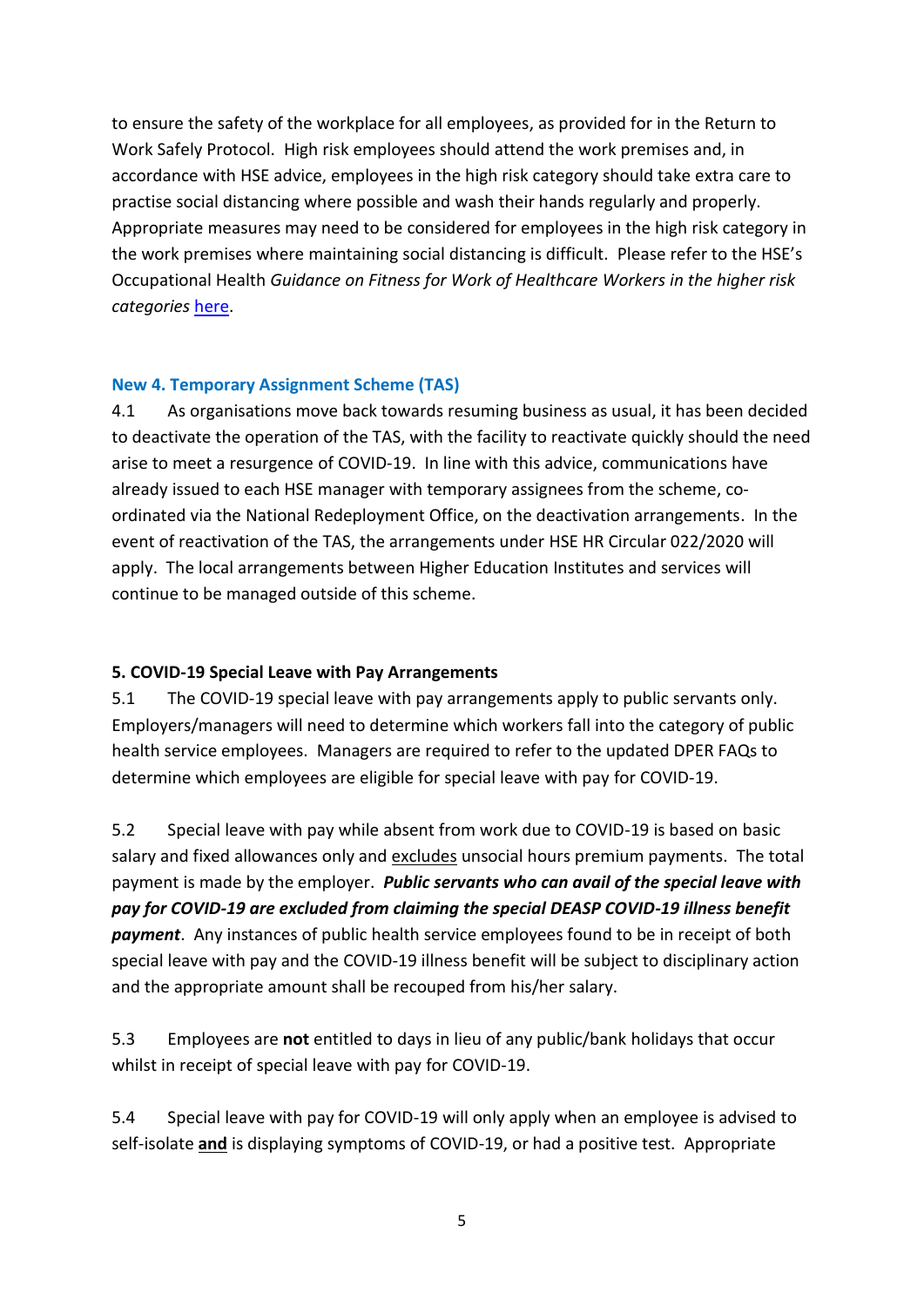to ensure the safety of the workplace for all employees, as provided for in the Return to Work Safely Protocol. High risk employees should attend the work premises and, in accordance with HSE advice, employees in the high risk category should take extra care to practise social distancing where possible and wash their hands regularly and properly. Appropriate measures may need to be considered for employees in the high risk category in the work premises where maintaining social distancing is difficult. Please refer to the HSE's Occupational Health *Guidance on Fitness for Work of Healthcare Workers in the higher risk categories* here.

## New 4. Temporary Assignment Scheme (TAS)

4.1 As organisations move back towards resuming business as usual, it has been decided to deactivate the operation of the TAS, with the facility to reactivate quickly should the need arise to meet a resurgence of COVID-19. In line with this advice, communications have already issued to each HSE manager with temporary assignees from the scheme, co-ordinated via the National Redeployment Office, on the deactivation arrangements. In the event of reactivation of the TAS, the arrangements under HSE HR Circular 022/2020 will apply. The local arrangements between Higher Education Institutes and services will continue to be managed outside of this scheme.

## 5. COVID-19 Special Leave with Pay Arrangements

5.1 The COVID-19 special leave with pay arrangements apply to public servants only. Employers/managers will need to determine which workers fall into the category of public health service employees. Managers are required to refer to the updated DPER FAQs to determine which employees are eligible for special leave with pay for COVID-19.

5.2 Special leave with pay while absent from work due to COVID-19 is based on basic salary and fixed allowances only and excludes unsocial hours premium payments. The total payment is made by the employer. ***Public servants who can avail of the special leave with pay for COVID-19 are excluded from claiming the special DEASP COVID-19 illness benefit payment***. Any instances of public health service employees found to be in receipt of both special leave with pay and the COVID-19 illness benefit will be subject to disciplinary action and the appropriate amount shall be recouped from his/her salary.

5.3 Employees are **not** entitled to days in lieu of any public/bank holidays that occur whilst in receipt of special leave with pay for COVID-19.

5.4 Special leave with pay for COVID-19 will only apply when an employee is advised to self-isolate **and** is displaying symptoms of COVID-19, or had a positive test. Appropriate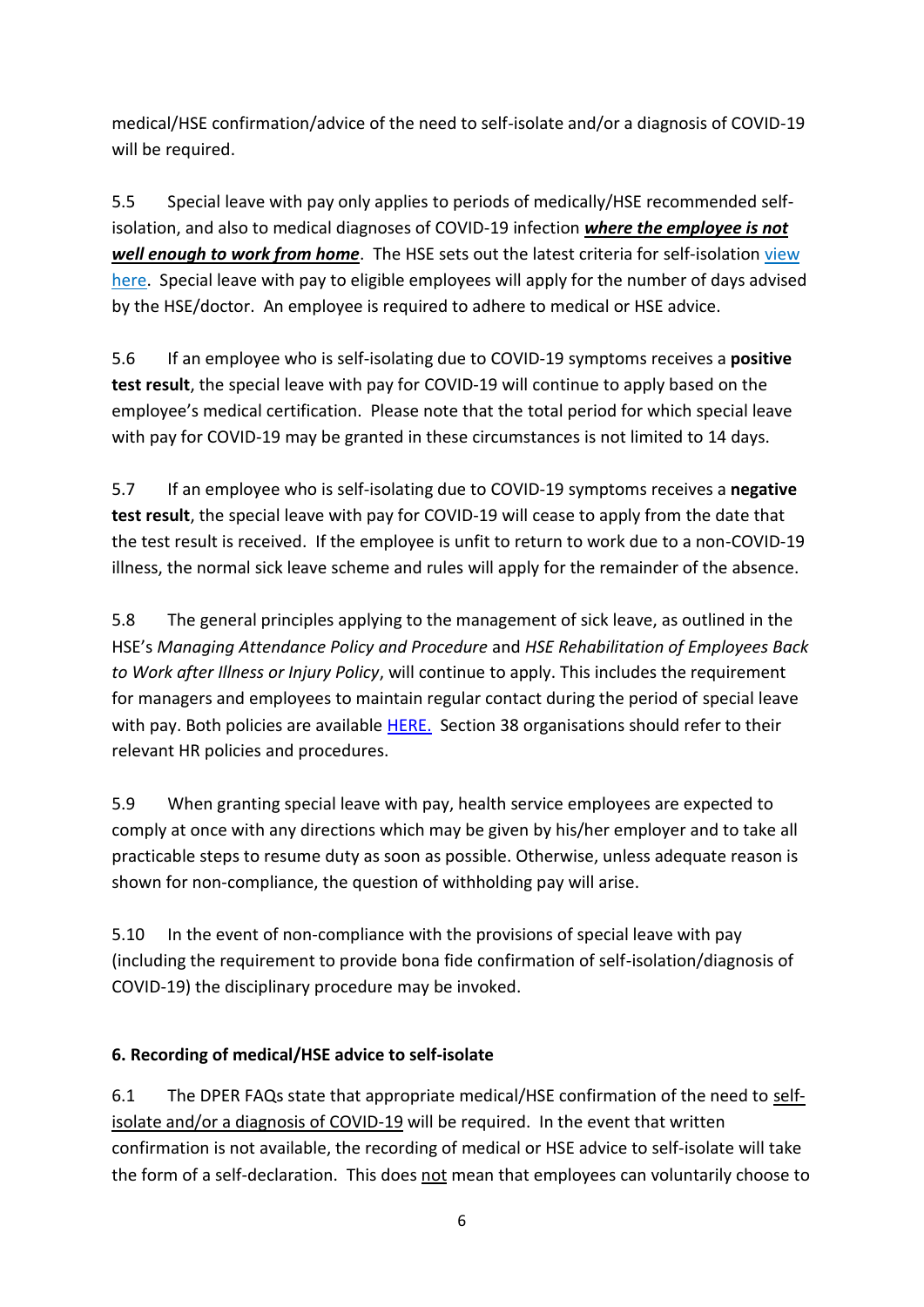medical/HSE confirmation/advice of the need to self-isolate and/or a diagnosis of COVID-19 will be required.

5.5 Special leave with pay only applies to periods of medically/HSE recommended self-isolation, and also to medical diagnoses of COVID-19 infection ***where the employee is not well enough to work from home***. The HSE sets out the latest criteria for self-isolation view here. Special leave with pay to eligible employees will apply for the number of days advised by the HSE/doctor. An employee is required to adhere to medical or HSE advice.

5.6 If an employee who is self-isolating due to COVID-19 symptoms receives a **positive test result**, the special leave with pay for COVID-19 will continue to apply based on the employee's medical certification. Please note that the total period for which special leave with pay for COVID-19 may be granted in these circumstances is not limited to 14 days.

5.7 If an employee who is self-isolating due to COVID-19 symptoms receives a **negative test result**, the special leave with pay for COVID-19 will cease to apply from the date that the test result is received. If the employee is unfit to return to work due to a non-COVID-19 illness, the normal sick leave scheme and rules will apply for the remainder of the absence.

5.8 The general principles applying to the management of sick leave, as outlined in the HSE's *Managing Attendance Policy and Procedure* and *HSE Rehabilitation of Employees Back to Work after Illness or Injury Policy*, will continue to apply. This includes the requirement for managers and employees to maintain regular contact during the period of special leave with pay. Both policies are available HERE. Section 38 organisations should refer to their relevant HR policies and procedures.

5.9 When granting special leave with pay, health service employees are expected to comply at once with any directions which may be given by his/her employer and to take all practicable steps to resume duty as soon as possible. Otherwise, unless adequate reason is shown for non-compliance, the question of withholding pay will arise.

5.10 In the event of non-compliance with the provisions of special leave with pay (including the requirement to provide bona fide confirmation of self-isolation/diagnosis of COVID-19) the disciplinary procedure may be invoked.

## 6. Recording of medical/HSE advice to self-isolate

6.1 The DPER FAQs state that appropriate medical/HSE confirmation of the need to self-isolate and/or a diagnosis of COVID-19 will be required. In the event that written confirmation is not available, the recording of medical or HSE advice to self-isolate will take the form of a self-declaration. This does not mean that employees can voluntarily choose to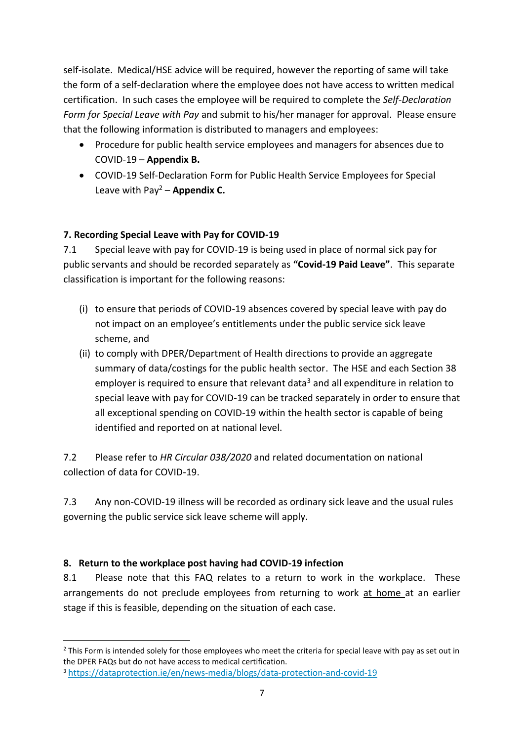self-isolate. Medical/HSE advice will be required, however the reporting of same will take the form of a self-declaration where the employee does not have access to written medical certification. In such cases the employee will be required to complete the *Self-Declaration Form for Special Leave with Pay* and submit to his/her manager for approval. Please ensure that the following information is distributed to managers and employees:

- Procedure for public health service employees and managers for absences due to COVID-19 – **Appendix B.**
- COVID-19 Self-Declaration Form for Public Health Service Employees for Special Leave with Pay[2] – **Appendix C.**

### 7. Recording Special Leave with Pay for COVID-19

7.1 Special leave with pay for COVID-19 is being used in place of normal sick pay for public servants and should be recorded separately as **"Covid-19 Paid Leave"**. This separate classification is important for the following reasons:

(i) to ensure that periods of COVID-19 absences covered by special leave with pay do not impact on an employee's entitlements under the public service sick leave scheme, and

(ii) to comply with DPER/Department of Health directions to provide an aggregate summary of data/costings for the public health sector. The HSE and each Section 38 employer is required to ensure that relevant data[3] and all expenditure in relation to special leave with pay for COVID-19 can be tracked separately in order to ensure that all exceptional spending on COVID-19 within the health sector is capable of being identified and reported on at national level.

7.2 Please refer to *HR Circular 038/2020* and related documentation on national collection of data for COVID-19.

7.3 Any non-COVID-19 illness will be recorded as ordinary sick leave and the usual rules governing the public service sick leave scheme will apply.

### 8. Return to the workplace post having had COVID-19 infection

8.1 Please note that this FAQ relates to a return to work in the workplace. These arrangements do not preclude employees from returning to work at home at an earlier stage if this is feasible, depending on the situation of each case.

---

[2] This Form is intended solely for those employees who meet the criteria for special leave with pay as set out in the DPER FAQs but do not have access to medical certification.

[3] https://dataprotection.ie/en/news-media/blogs/data-protection-and-covid-19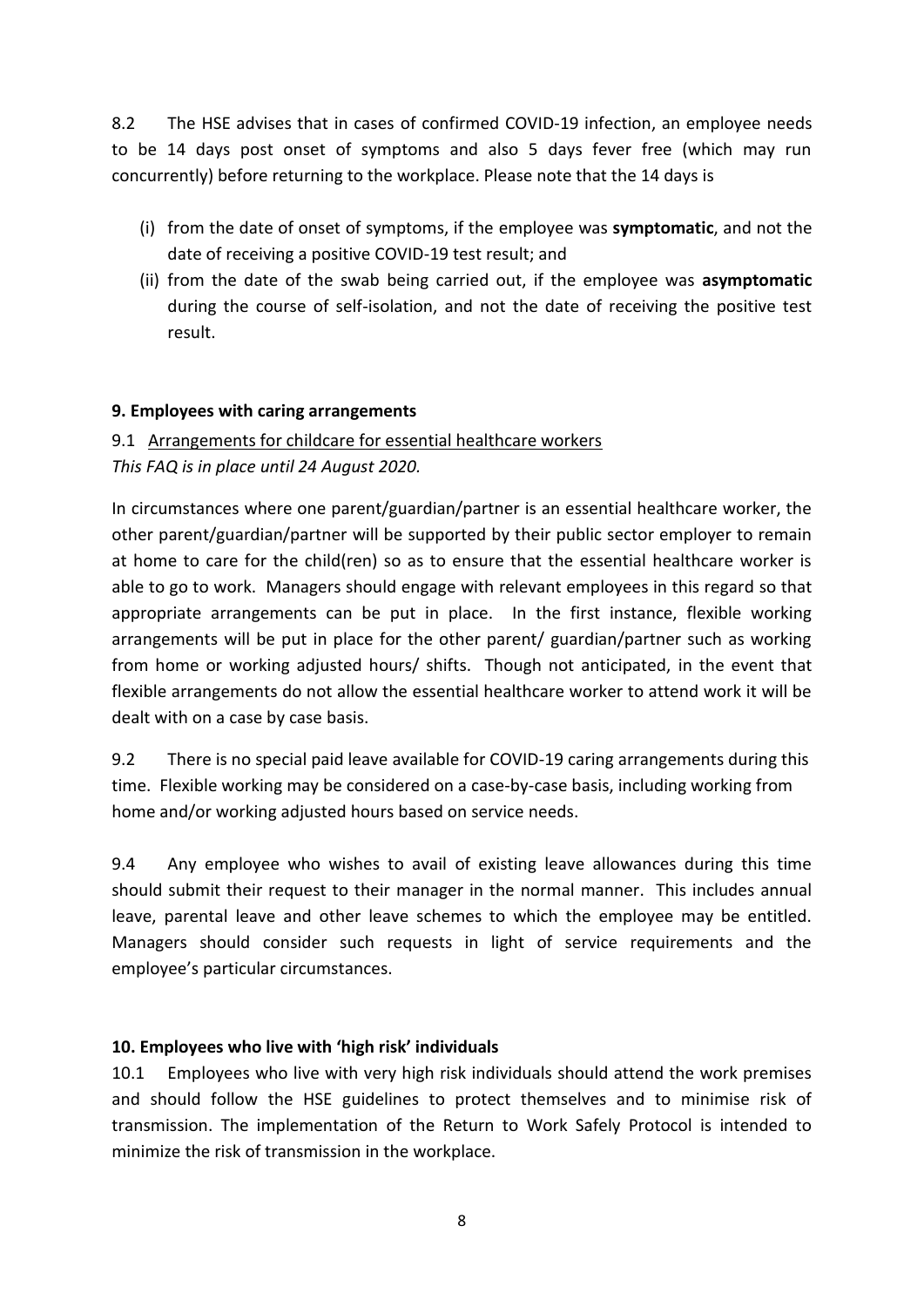8.2 The HSE advises that in cases of confirmed COVID-19 infection, an employee needs to be 14 days post onset of symptoms and also 5 days fever free (which may run concurrently) before returning to the workplace. Please note that the 14 days is

(i) from the date of onset of symptoms, if the employee was **symptomatic**, and not the date of receiving a positive COVID-19 test result; and
(ii) from the date of the swab being carried out, if the employee was **asymptomatic** during the course of self-isolation, and not the date of receiving the positive test result.

## 9. Employees with caring arrangements

9.1 Arrangements for childcare for essential healthcare workers
*This FAQ is in place until 24 August 2020.*

In circumstances where one parent/guardian/partner is an essential healthcare worker, the other parent/guardian/partner will be supported by their public sector employer to remain at home to care for the child(ren) so as to ensure that the essential healthcare worker is able to go to work. Managers should engage with relevant employees in this regard so that appropriate arrangements can be put in place. In the first instance, flexible working arrangements will be put in place for the other parent/ guardian/partner such as working from home or working adjusted hours/ shifts. Though not anticipated, in the event that flexible arrangements do not allow the essential healthcare worker to attend work it will be dealt with on a case by case basis.

9.2 There is no special paid leave available for COVID-19 caring arrangements during this time. Flexible working may be considered on a case-by-case basis, including working from home and/or working adjusted hours based on service needs.

9.4 Any employee who wishes to avail of existing leave allowances during this time should submit their request to their manager in the normal manner. This includes annual leave, parental leave and other leave schemes to which the employee may be entitled. Managers should consider such requests in light of service requirements and the employee's particular circumstances.

## 10. Employees who live with 'high risk' individuals

10.1 Employees who live with very high risk individuals should attend the work premises and should follow the HSE guidelines to protect themselves and to minimise risk of transmission. The implementation of the Return to Work Safely Protocol is intended to minimize the risk of transmission in the workplace.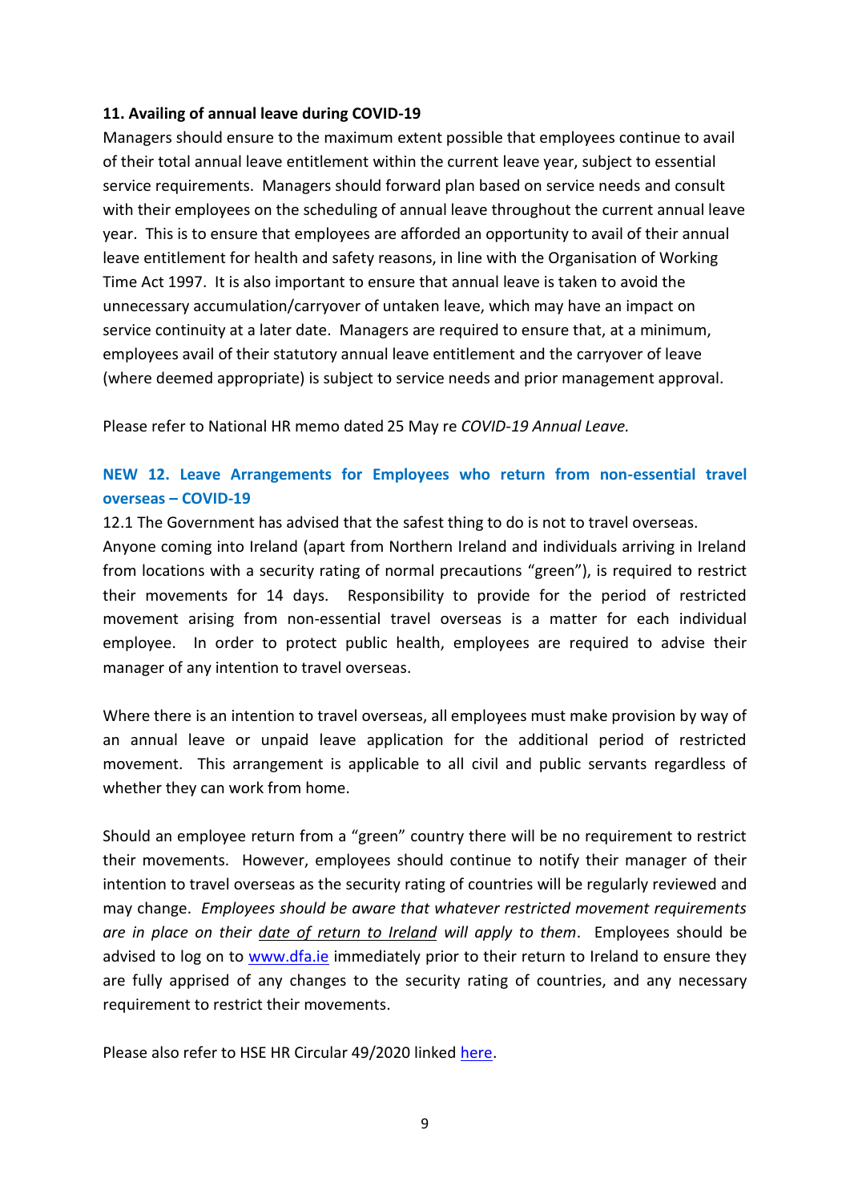**11. Availing of annual leave during COVID-19**

Managers should ensure to the maximum extent possible that employees continue to avail of their total annual leave entitlement within the current leave year, subject to essential service requirements. Managers should forward plan based on service needs and consult with their employees on the scheduling of annual leave throughout the current annual leave year. This is to ensure that employees are afforded an opportunity to avail of their annual leave entitlement for health and safety reasons, in line with the Organisation of Working Time Act 1997. It is also important to ensure that annual leave is taken to avoid the unnecessary accumulation/carryover of untaken leave, which may have an impact on service continuity at a later date. Managers are required to ensure that, at a minimum, employees avail of their statutory annual leave entitlement and the carryover of leave (where deemed appropriate) is subject to service needs and prior management approval.

Please refer to National HR memo dated 25 May re *COVID-19 Annual Leave.*

**NEW 12. Leave Arrangements for Employees who return from non-essential travel overseas – COVID-19**

12.1 The Government has advised that the safest thing to do is not to travel overseas. Anyone coming into Ireland (apart from Northern Ireland and individuals arriving in Ireland from locations with a security rating of normal precautions "green"), is required to restrict their movements for 14 days. Responsibility to provide for the period of restricted movement arising from non-essential travel overseas is a matter for each individual employee. In order to protect public health, employees are required to advise their manager of any intention to travel overseas.

Where there is an intention to travel overseas, all employees must make provision by way of an annual leave or unpaid leave application for the additional period of restricted movement. This arrangement is applicable to all civil and public servants regardless of whether they can work from home.

Should an employee return from a "green" country there will be no requirement to restrict their movements. However, employees should continue to notify their manager of their intention to travel overseas as the security rating of countries will be regularly reviewed and may change. *Employees should be aware that whatever restricted movement requirements are in place on their date of return to Ireland will apply to them*. Employees should be advised to log on to www.dfa.ie immediately prior to their return to Ireland to ensure they are fully apprised of any changes to the security rating of countries, and any necessary requirement to restrict their movements.

Please also refer to HSE HR Circular 49/2020 linked here.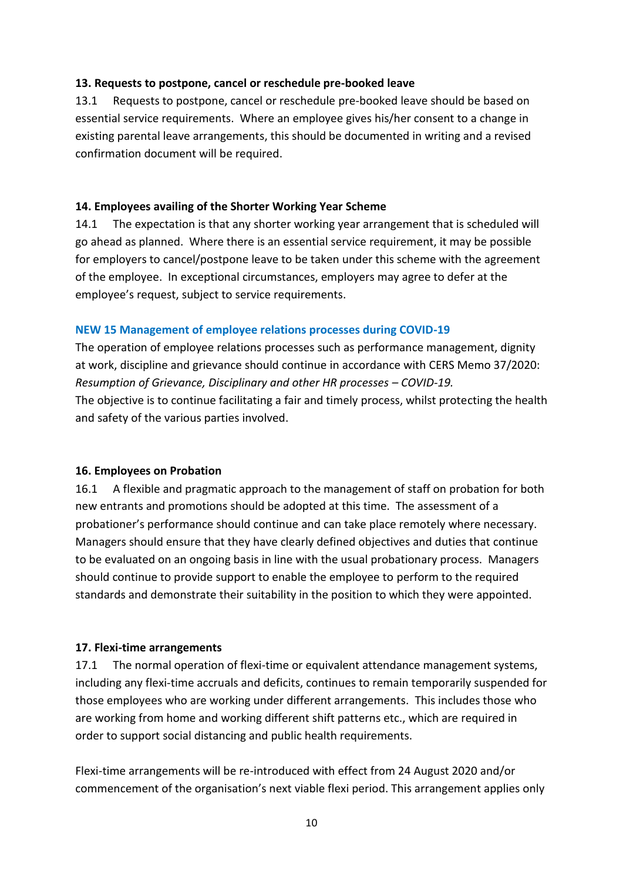### 13. Requests to postpone, cancel or reschedule pre-booked leave

13.1 Requests to postpone, cancel or reschedule pre-booked leave should be based on essential service requirements. Where an employee gives his/her consent to a change in existing parental leave arrangements, this should be documented in writing and a revised confirmation document will be required.

### 14. Employees availing of the Shorter Working Year Scheme

14.1 The expectation is that any shorter working year arrangement that is scheduled will go ahead as planned. Where there is an essential service requirement, it may be possible for employers to cancel/postpone leave to be taken under this scheme with the agreement of the employee. In exceptional circumstances, employers may agree to defer at the employee's request, subject to service requirements.

### NEW 15 Management of employee relations processes during COVID-19

The operation of employee relations processes such as performance management, dignity at work, discipline and grievance should continue in accordance with CERS Memo 37/2020: *Resumption of Grievance, Disciplinary and other HR processes – COVID-19.*

The objective is to continue facilitating a fair and timely process, whilst protecting the health and safety of the various parties involved.

### 16. Employees on Probation

16.1 A flexible and pragmatic approach to the management of staff on probation for both new entrants and promotions should be adopted at this time. The assessment of a probationer's performance should continue and can take place remotely where necessary. Managers should ensure that they have clearly defined objectives and duties that continue to be evaluated on an ongoing basis in line with the usual probationary process. Managers should continue to provide support to enable the employee to perform to the required standards and demonstrate their suitability in the position to which they were appointed.

### 17. Flexi-time arrangements

17.1 The normal operation of flexi-time or equivalent attendance management systems, including any flexi-time accruals and deficits, continues to remain temporarily suspended for those employees who are working under different arrangements. This includes those who are working from home and working different shift patterns etc., which are required in order to support social distancing and public health requirements.

Flexi-time arrangements will be re-introduced with effect from 24 August 2020 and/or commencement of the organisation's next viable flexi period. This arrangement applies only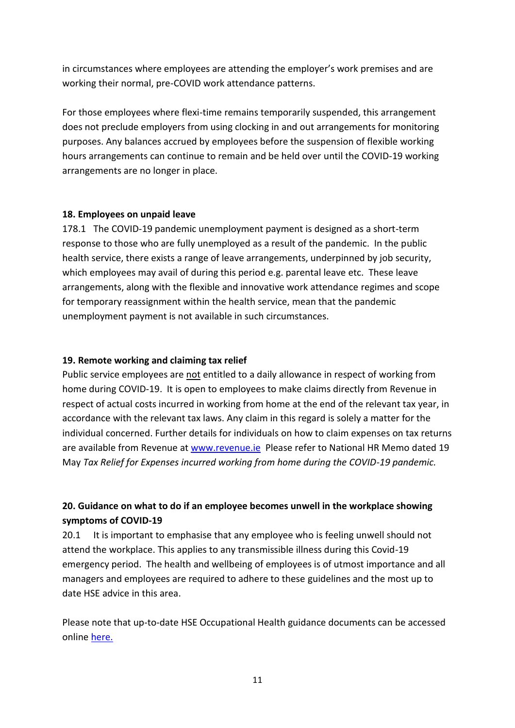in circumstances where employees are attending the employer's work premises and are working their normal, pre-COVID work attendance patterns.

For those employees where flexi-time remains temporarily suspended, this arrangement does not preclude employers from using clocking in and out arrangements for monitoring purposes. Any balances accrued by employees before the suspension of flexible working hours arrangements can continue to remain and be held over until the COVID-19 working arrangements are no longer in place.

**18. Employees on unpaid leave**

178.1 The COVID-19 pandemic unemployment payment is designed as a short-term response to those who are fully unemployed as a result of the pandemic. In the public health service, there exists a range of leave arrangements, underpinned by job security, which employees may avail of during this period e.g. parental leave etc. These leave arrangements, along with the flexible and innovative work attendance regimes and scope for temporary reassignment within the health service, mean that the pandemic unemployment payment is not available in such circumstances.

**19. Remote working and claiming tax relief**

Public service employees are not entitled to a daily allowance in respect of working from home during COVID-19. It is open to employees to make claims directly from Revenue in respect of actual costs incurred in working from home at the end of the relevant tax year, in accordance with the relevant tax laws. Any claim in this regard is solely a matter for the individual concerned. Further details for individuals on how to claim expenses on tax returns are available from Revenue at [www.revenue.ie](www.revenue.ie) Please refer to National HR Memo dated 19 May *Tax Relief for Expenses incurred working from home during the COVID-19 pandemic.*

**20. Guidance on what to do if an employee becomes unwell in the workplace showing symptoms of COVID-19**

20.1 It is important to emphasise that any employee who is feeling unwell should not attend the workplace. This applies to any transmissible illness during this Covid-19 emergency period. The health and wellbeing of employees is of utmost importance and all managers and employees are required to adhere to these guidelines and the most up to date HSE advice in this area.

Please note that up-to-date HSE Occupational Health guidance documents can be accessed online here.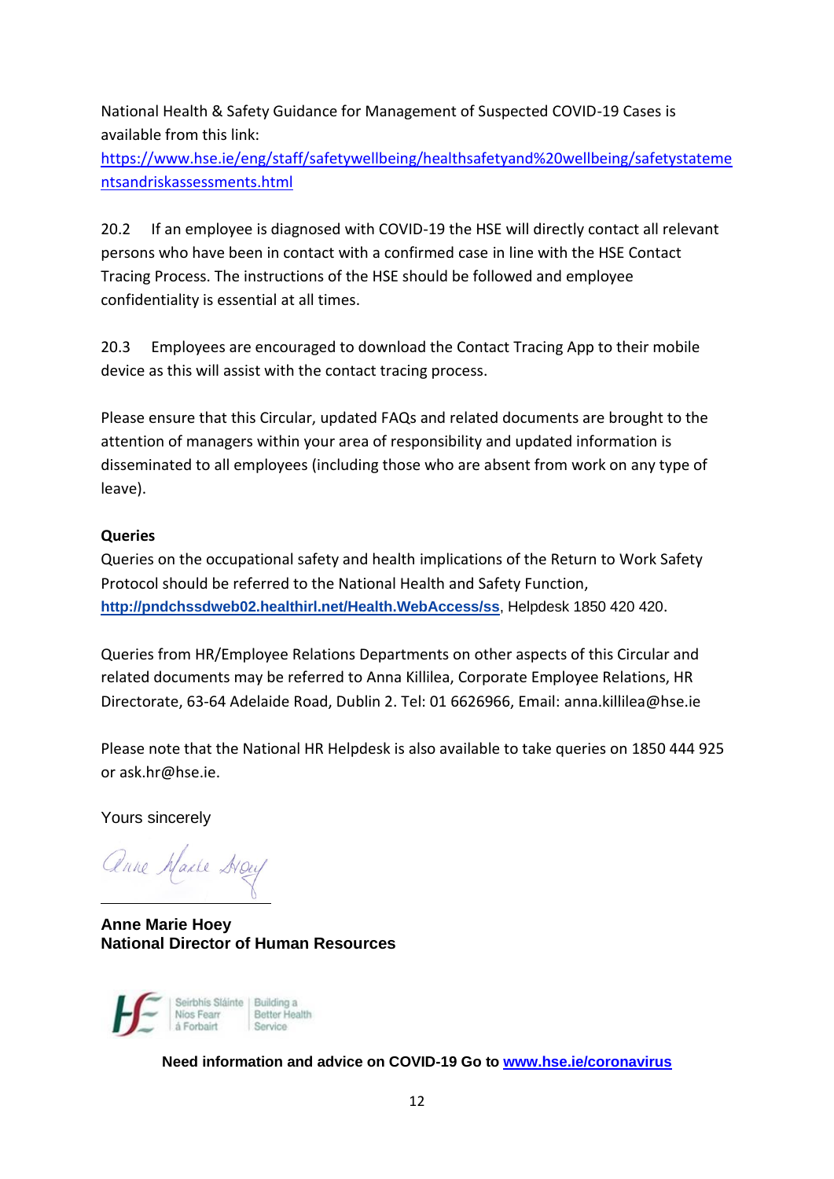National Health & Safety Guidance for Management of Suspected COVID-19 Cases is available from this link: https://www.hse.ie/eng/staff/safetywellbeing/healthsafetyand%20wellbeing/safetystatementsandriskassessments.html

20.2 If an employee is diagnosed with COVID-19 the HSE will directly contact all relevant persons who have been in contact with a confirmed case in line with the HSE Contact Tracing Process. The instructions of the HSE should be followed and employee confidentiality is essential at all times.

20.3 Employees are encouraged to download the Contact Tracing App to their mobile device as this will assist with the contact tracing process.

Please ensure that this Circular, updated FAQs and related documents are brought to the attention of managers within your area of responsibility and updated information is disseminated to all employees (including those who are absent from work on any type of leave).

**Queries**

Queries on the occupational safety and health implications of the Return to Work Safety Protocol should be referred to the National Health and Safety Function, **http://pndchssdweb02.healthirl.net/Health.WebAccess/ss**, Helpdesk 1850 420 420.

Queries from HR/Employee Relations Departments on other aspects of this Circular and related documents may be referred to Anna Killilea, Corporate Employee Relations, HR Directorate, 63-64 Adelaide Road, Dublin 2. Tel: 01 6626966, Email: anna.killilea@hse.ie

Please note that the National HR Helpdesk is also available to take queries on 1850 444 925 or ask.hr@hse.ie.

Yours sincerely

Anne Marie Hoey

**Anne Marie Hoey**
**National Director of Human Resources**

Seirbhís Sláinte Níos Fearr á Forbairt | Building a Better Health Service

**Need information and advice on COVID-19 Go to www.hse.ie/coronavirus**